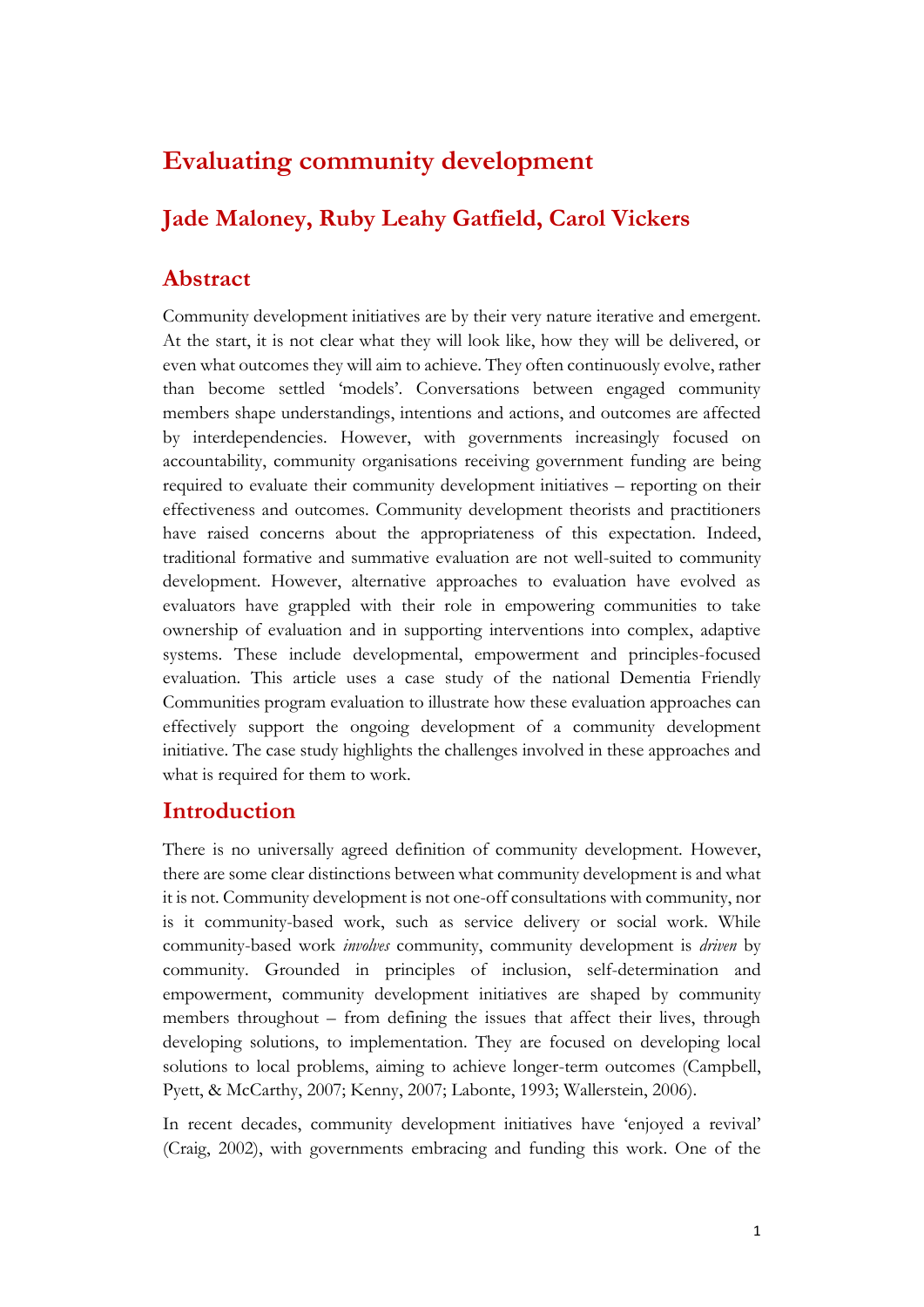# Evaluating community development

## Jade Maloney, Ruby Leahy Gatfield, Carol Vickers

## Abstract

Community development initiatives are by their very nature iterative and emergent. At the start, it is not clear what they will look like, how they will be delivered, or even what outcomes they will aim to achieve. They often continuously evolve, rather than become settled 'models'. Conversations between engaged community members shape understandings, intentions and actions, and outcomes are affected by interdependencies. However, with governments increasingly focused on accountability, community organisations receiving government funding are being required to evaluate their community development initiatives – reporting on their effectiveness and outcomes. Community development theorists and practitioners have raised concerns about the appropriateness of this expectation. Indeed, traditional formative and summative evaluation are not well-suited to community development. However, alternative approaches to evaluation have evolved as evaluators have grappled with their role in empowering communities to take ownership of evaluation and in supporting interventions into complex, adaptive systems. These include developmental, empowerment and principles-focused evaluation. This article uses a case study of the national Dementia Friendly Communities program evaluation to illustrate how these evaluation approaches can effectively support the ongoing development of a community development initiative. The case study highlights the challenges involved in these approaches and what is required for them to work.

## Introduction

There is no universally agreed definition of community development. However, there are some clear distinctions between what community development is and what it is not. Community development is not one-off consultations with community, nor is it community-based work, such as service delivery or social work. While community-based work *involves* community, community development is *driven* by community. Grounded in principles of inclusion, self-determination and empowerment, community development initiatives are shaped by community members throughout – from defining the issues that affect their lives, through developing solutions, to implementation. They are focused on developing local solutions to local problems, aiming to achieve longer-term outcomes (Campbell, Pyett, & McCarthy, 2007; Kenny, 2007; Labonte, 1993; Wallerstein, 2006).

In recent decades, community development initiatives have 'enjoyed a revival' (Craig, 2002), with governments embracing and funding this work. One of the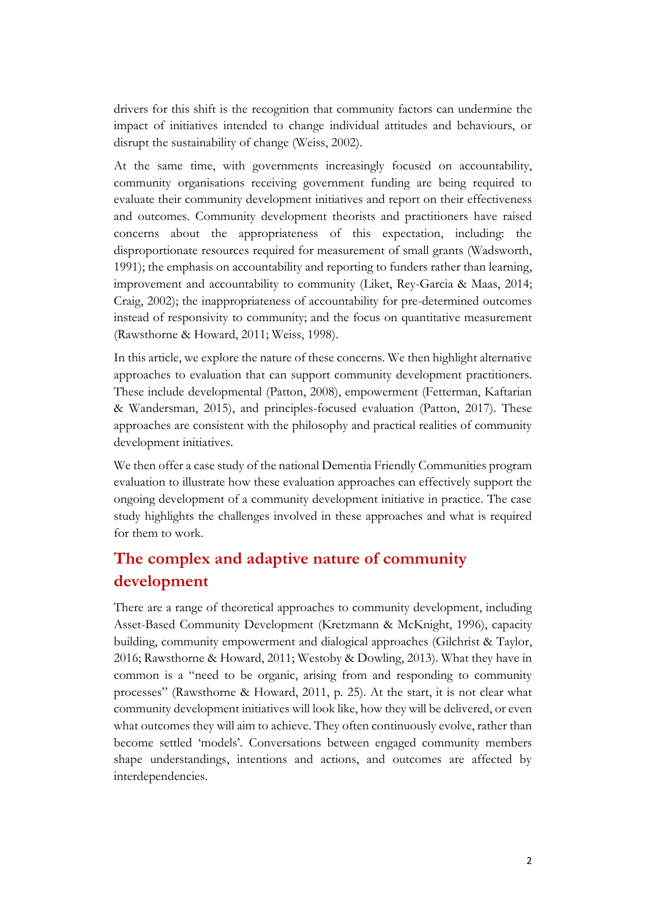drivers for this shift is the recognition that community factors can undermine the impact of initiatives intended to change individual attitudes and behaviours, or disrupt the sustainability of change (Weiss, 2002).

At the same time, with governments increasingly focused on accountability, community organisations receiving government funding are being required to evaluate their community development initiatives and report on their effectiveness and outcomes. Community development theorists and practitioners have raised concerns about the appropriateness of this expectation, including: the disproportionate resources required for measurement of small grants (Wadsworth, 1991); the emphasis on accountability and reporting to funders rather than learning, improvement and accountability to community (Liket, Rey-Garcia & Maas, 2014; Craig, 2002); the inappropriateness of accountability for pre-determined outcomes instead of responsivity to community; and the focus on quantitative measurement (Rawsthorne & Howard, 2011; Weiss, 1998).

In this article, we explore the nature of these concerns. We then highlight alternative approaches to evaluation that can support community development practitioners. These include developmental (Patton, 2008), empowerment (Fetterman, Kaftarian & Wandersman, 2015), and principles-focused evaluation (Patton, 2017). These approaches are consistent with the philosophy and practical realities of community development initiatives.

We then offer a case study of the national Dementia Friendly Communities program evaluation to illustrate how these evaluation approaches can effectively support the ongoing development of a community development initiative in practice. The case study highlights the challenges involved in these approaches and what is required for them to work.

## The complex and adaptive nature of community development

There are a range of theoretical approaches to community development, including Asset-Based Community Development (Kretzmann & McKnight, 1996), capacity building, community empowerment and dialogical approaches (Gilchrist & Taylor, 2016; Rawsthorne & Howard, 2011; Westoby & Dowling, 2013). What they have in common is a "need to be organic, arising from and responding to community processes" (Rawsthorne & Howard, 2011, p. 25). At the start, it is not clear what community development initiatives will look like, how they will be delivered, or even what outcomes they will aim to achieve. They often continuously evolve, rather than become settled 'models'. Conversations between engaged community members shape understandings, intentions and actions, and outcomes are affected by interdependencies.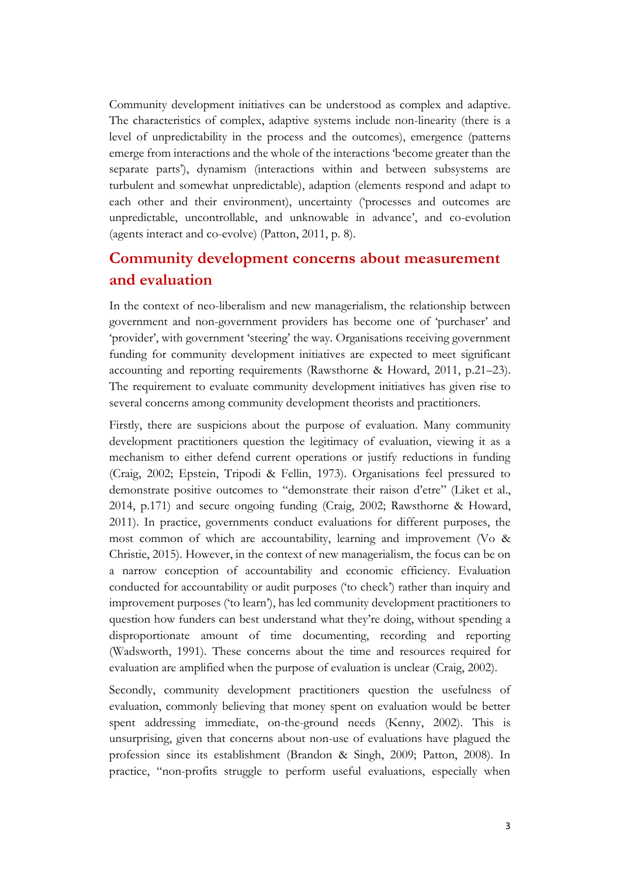Community development initiatives can be understood as complex and adaptive. The characteristics of complex, adaptive systems include non-linearity (there is a level of unpredictability in the process and the outcomes), emergence (patterns emerge from interactions and the whole of the interactions 'become greater than the separate parts'), dynamism (interactions within and between subsystems are turbulent and somewhat unpredictable), adaption (elements respond and adapt to each other and their environment), uncertainty ('processes and outcomes are unpredictable, uncontrollable, and unknowable in advance', and co-evolution (agents interact and co-evolve) (Patton, 2011, p. 8).

## Community development concerns about measurement and evaluation

In the context of neo-liberalism and new managerialism, the relationship between government and non-government providers has become one of 'purchaser' and 'provider', with government 'steering' the way. Organisations receiving government funding for community development initiatives are expected to meet significant accounting and reporting requirements (Rawsthorne & Howard, 2011, p.21–23). The requirement to evaluate community development initiatives has given rise to several concerns among community development theorists and practitioners.

Firstly, there are suspicions about the purpose of evaluation. Many community development practitioners question the legitimacy of evaluation, viewing it as a mechanism to either defend current operations or justify reductions in funding (Craig, 2002; Epstein, Tripodi & Fellin, 1973). Organisations feel pressured to demonstrate positive outcomes to "demonstrate their raison d'etre" (Liket et al., 2014, p.171) and secure ongoing funding (Craig, 2002; Rawsthorne & Howard, 2011). In practice, governments conduct evaluations for different purposes, the most common of which are accountability, learning and improvement (Vo & Christie, 2015). However, in the context of new managerialism, the focus can be on a narrow conception of accountability and economic efficiency. Evaluation conducted for accountability or audit purposes ('to check') rather than inquiry and improvement purposes ('to learn'), has led community development practitioners to question how funders can best understand what they're doing, without spending a disproportionate amount of time documenting, recording and reporting (Wadsworth, 1991). These concerns about the time and resources required for evaluation are amplified when the purpose of evaluation is unclear (Craig, 2002).

Secondly, community development practitioners question the usefulness of evaluation, commonly believing that money spent on evaluation would be better spent addressing immediate, on-the-ground needs (Kenny, 2002). This is unsurprising, given that concerns about non-use of evaluations have plagued the profession since its establishment (Brandon & Singh, 2009; Patton, 2008). In practice, "non-profits struggle to perform useful evaluations, especially when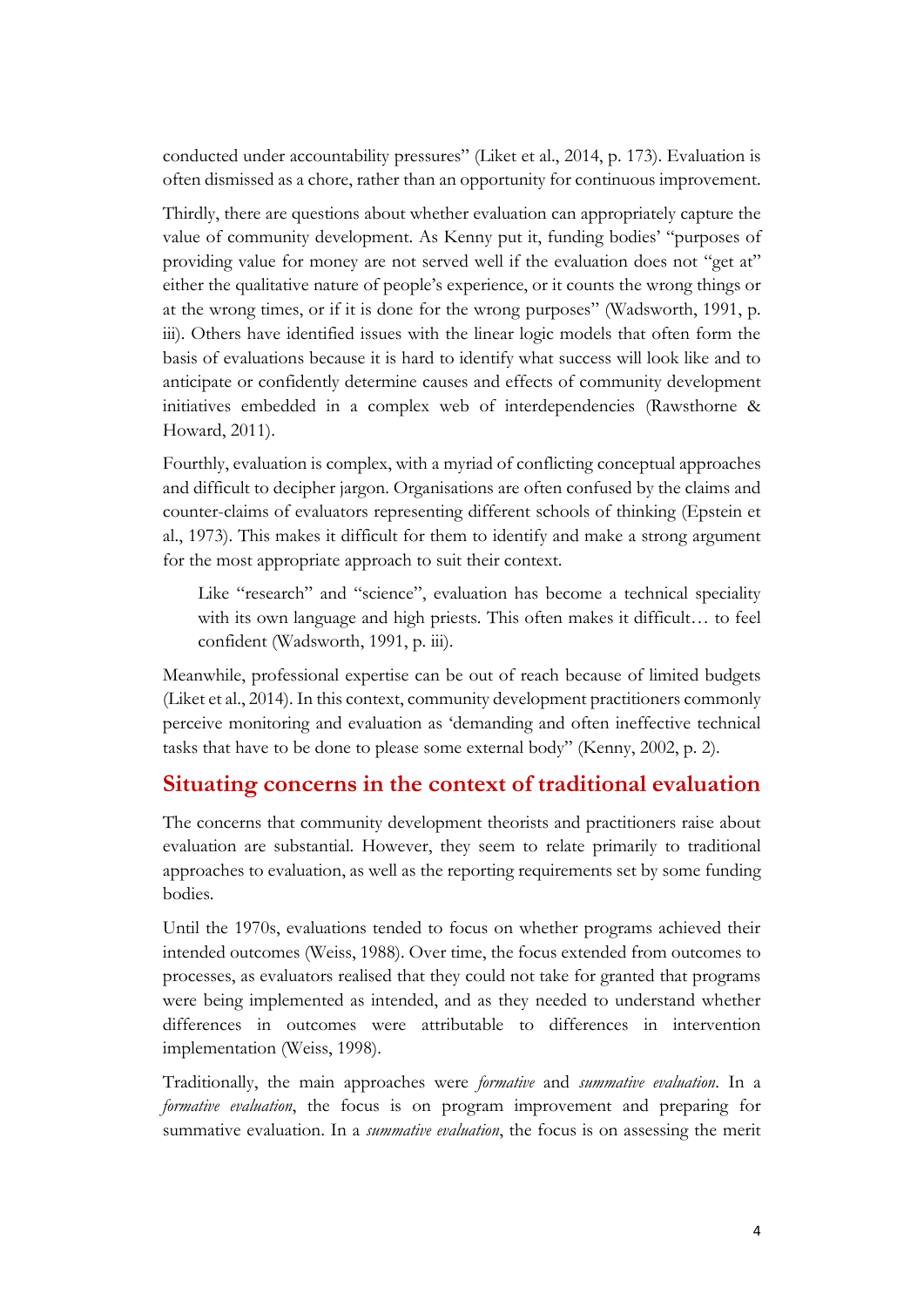conducted under accountability pressures" (Liket et al., 2014, p. 173). Evaluation is often dismissed as a chore, rather than an opportunity for continuous improvement.

Thirdly, there are questions about whether evaluation can appropriately capture the value of community development. As Kenny put it, funding bodies' "purposes of providing value for money are not served well if the evaluation does not "get at" either the qualitative nature of people's experience, or it counts the wrong things or at the wrong times, or if it is done for the wrong purposes" (Wadsworth, 1991, p. iii). Others have identified issues with the linear logic models that often form the basis of evaluations because it is hard to identify what success will look like and to anticipate or confidently determine causes and effects of community development initiatives embedded in a complex web of interdependencies (Rawsthorne & Howard, 2011).

Fourthly, evaluation is complex, with a myriad of conflicting conceptual approaches and difficult to decipher jargon. Organisations are often confused by the claims and counter-claims of evaluators representing different schools of thinking (Epstein et al., 1973). This makes it difficult for them to identify and make a strong argument for the most appropriate approach to suit their context.

> Like "research" and "science", evaluation has become a technical speciality with its own language and high priests. This often makes it difficult… to feel confident (Wadsworth, 1991, p. iii).

Meanwhile, professional expertise can be out of reach because of limited budgets (Liket et al., 2014). In this context, community development practitioners commonly perceive monitoring and evaluation as 'demanding and often ineffective technical tasks that have to be done to please some external body" (Kenny, 2002, p. 2).

## Situating concerns in the context of traditional evaluation

The concerns that community development theorists and practitioners raise about evaluation are substantial. However, they seem to relate primarily to traditional approaches to evaluation, as well as the reporting requirements set by some funding bodies.

Until the 1970s, evaluations tended to focus on whether programs achieved their intended outcomes (Weiss, 1988). Over time, the focus extended from outcomes to processes, as evaluators realised that they could not take for granted that programs were being implemented as intended, and as they needed to understand whether differences in outcomes were attributable to differences in intervention implementation (Weiss, 1998).

Traditionally, the main approaches were *formative* and *summative evaluation*. In a *formative evaluation*, the focus is on program improvement and preparing for summative evaluation. In a *summative evaluation*, the focus is on assessing the merit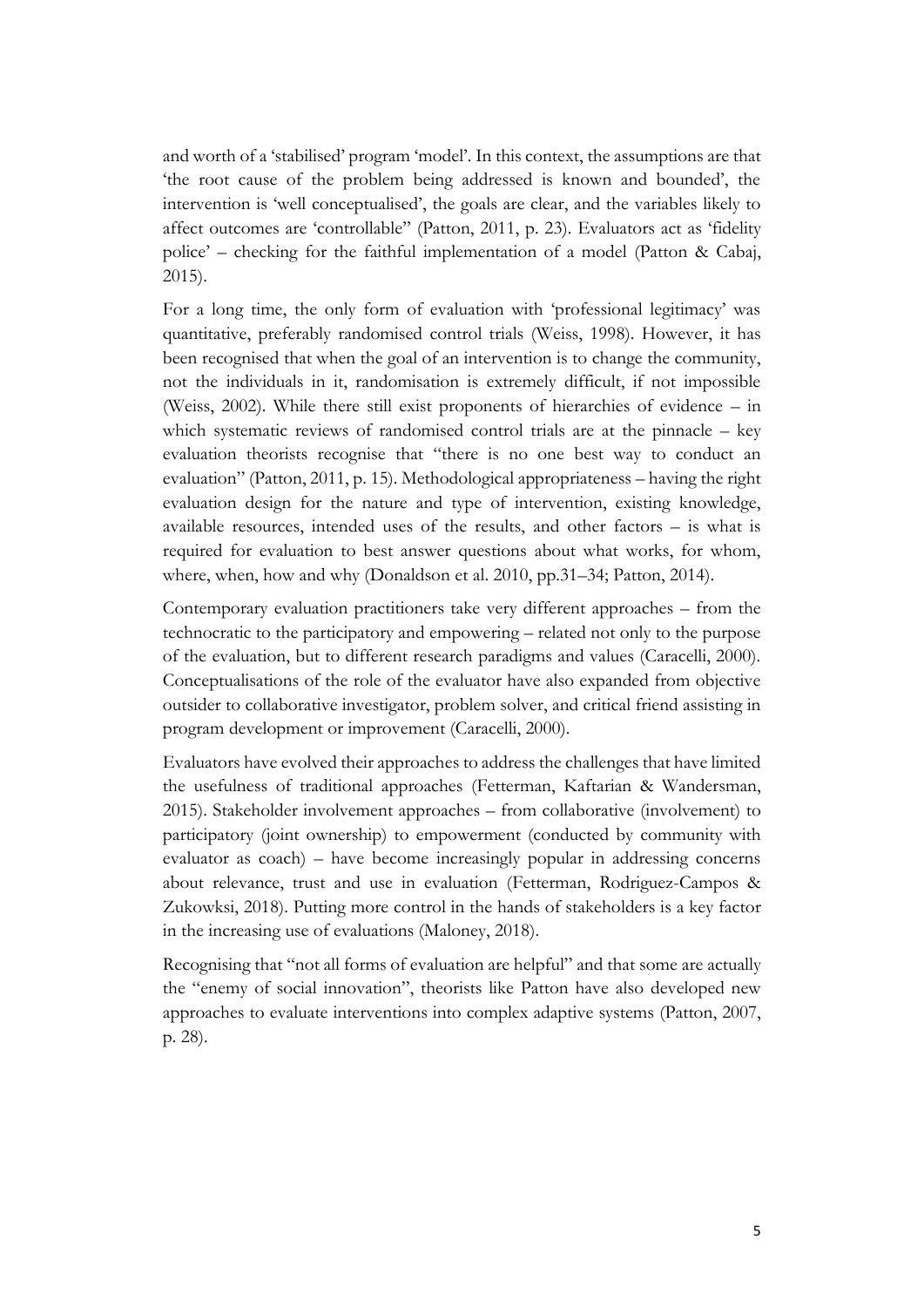and worth of a 'stabilised' program 'model'. In this context, the assumptions are that 'the root cause of the problem being addressed is known and bounded', the intervention is 'well conceptualised', the goals are clear, and the variables likely to affect outcomes are 'controllable" (Patton, 2011, p. 23). Evaluators act as 'fidelity police' – checking for the faithful implementation of a model (Patton & Cabaj, 2015).

For a long time, the only form of evaluation with 'professional legitimacy' was quantitative, preferably randomised control trials (Weiss, 1998). However, it has been recognised that when the goal of an intervention is to change the community, not the individuals in it, randomisation is extremely difficult, if not impossible (Weiss, 2002). While there still exist proponents of hierarchies of evidence – in which systematic reviews of randomised control trials are at the pinnacle – key evaluation theorists recognise that "there is no one best way to conduct an evaluation" (Patton, 2011, p. 15). Methodological appropriateness – having the right evaluation design for the nature and type of intervention, existing knowledge, available resources, intended uses of the results, and other factors – is what is required for evaluation to best answer questions about what works, for whom, where, when, how and why (Donaldson et al. 2010, pp.31–34; Patton, 2014).

Contemporary evaluation practitioners take very different approaches – from the technocratic to the participatory and empowering – related not only to the purpose of the evaluation, but to different research paradigms and values (Caracelli, 2000). Conceptualisations of the role of the evaluator have also expanded from objective outsider to collaborative investigator, problem solver, and critical friend assisting in program development or improvement (Caracelli, 2000).

Evaluators have evolved their approaches to address the challenges that have limited the usefulness of traditional approaches (Fetterman, Kaftarian & Wandersman, 2015). Stakeholder involvement approaches – from collaborative (involvement) to participatory (joint ownership) to empowerment (conducted by community with evaluator as coach) – have become increasingly popular in addressing concerns about relevance, trust and use in evaluation (Fetterman, Rodriguez-Campos & Zukowksi, 2018). Putting more control in the hands of stakeholders is a key factor in the increasing use of evaluations (Maloney, 2018).

Recognising that "not all forms of evaluation are helpful" and that some are actually the "enemy of social innovation", theorists like Patton have also developed new approaches to evaluate interventions into complex adaptive systems (Patton, 2007, p. 28).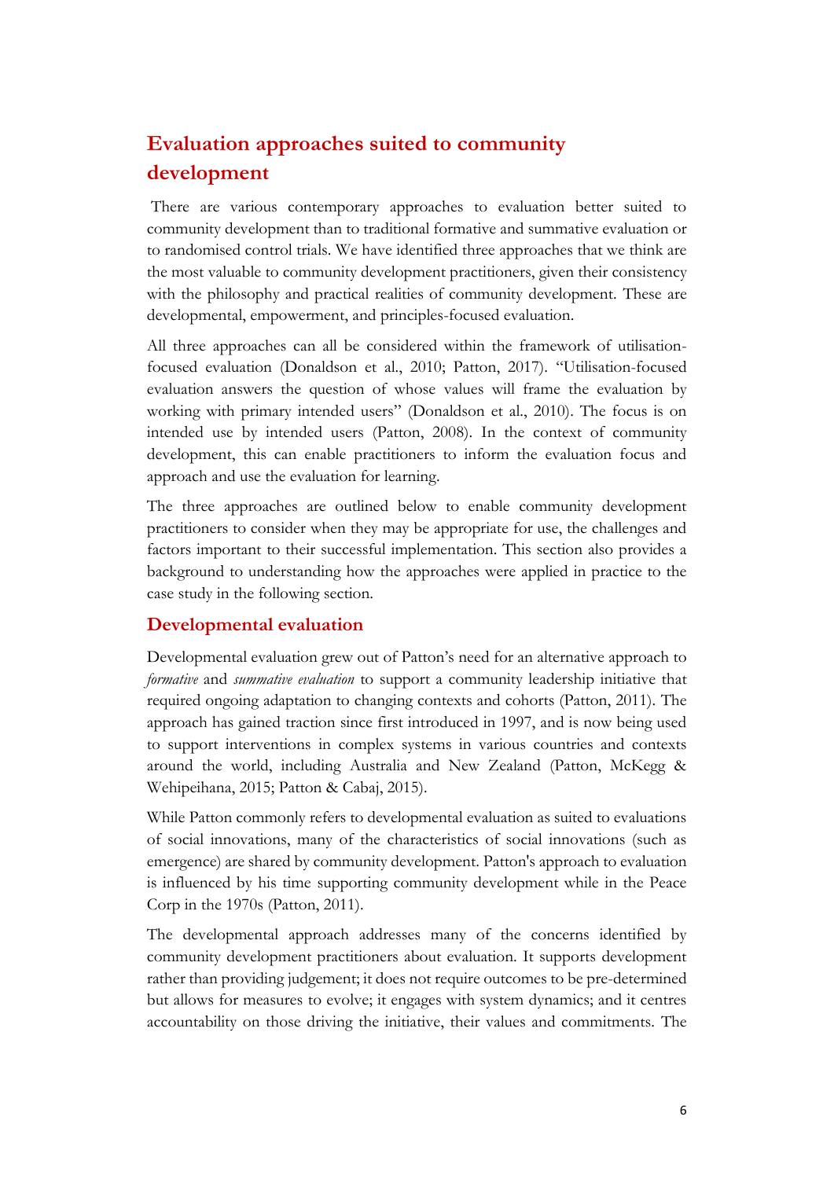## Evaluation approaches suited to community development

There are various contemporary approaches to evaluation better suited to community development than to traditional formative and summative evaluation or to randomised control trials. We have identified three approaches that we think are the most valuable to community development practitioners, given their consistency with the philosophy and practical realities of community development. These are developmental, empowerment, and principles-focused evaluation.

All three approaches can all be considered within the framework of utilisation-focused evaluation (Donaldson et al., 2010; Patton, 2017). "Utilisation-focused evaluation answers the question of whose values will frame the evaluation by working with primary intended users" (Donaldson et al., 2010). The focus is on intended use by intended users (Patton, 2008). In the context of community development, this can enable practitioners to inform the evaluation focus and approach and use the evaluation for learning.

The three approaches are outlined below to enable community development practitioners to consider when they may be appropriate for use, the challenges and factors important to their successful implementation. This section also provides a background to understanding how the approaches were applied in practice to the case study in the following section.

### Developmental evaluation

Developmental evaluation grew out of Patton's need for an alternative approach to *formative* and *summative evaluation* to support a community leadership initiative that required ongoing adaptation to changing contexts and cohorts (Patton, 2011). The approach has gained traction since first introduced in 1997, and is now being used to support interventions in complex systems in various countries and contexts around the world, including Australia and New Zealand (Patton, McKegg & Wehipeihana, 2015; Patton & Cabaj, 2015).

While Patton commonly refers to developmental evaluation as suited to evaluations of social innovations, many of the characteristics of social innovations (such as emergence) are shared by community development. Patton's approach to evaluation is influenced by his time supporting community development while in the Peace Corp in the 1970s (Patton, 2011).

The developmental approach addresses many of the concerns identified by community development practitioners about evaluation. It supports development rather than providing judgement; it does not require outcomes to be pre-determined but allows for measures to evolve; it engages with system dynamics; and it centres accountability on those driving the initiative, their values and commitments. The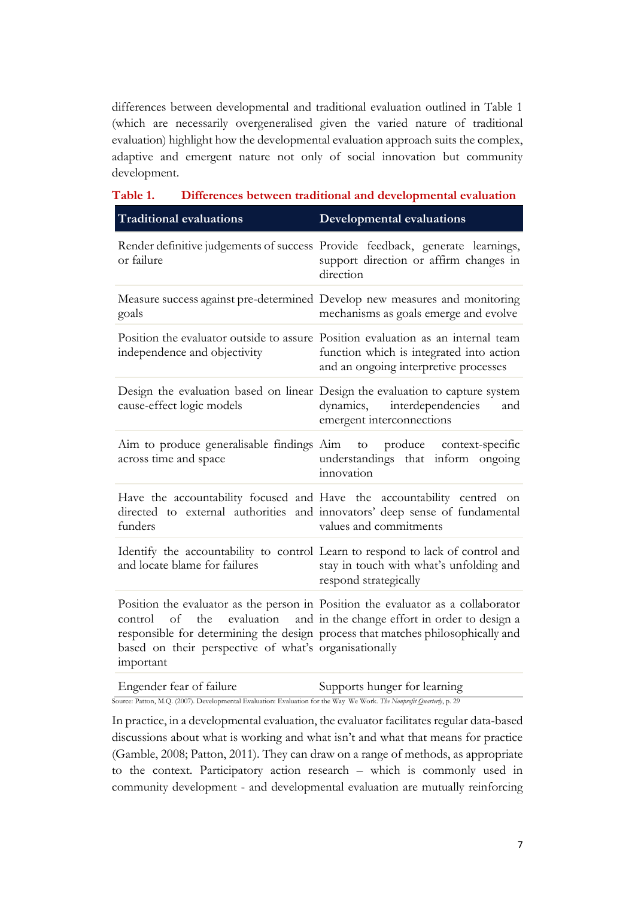differences between developmental and traditional evaluation outlined in Table 1 (which are necessarily overgeneralised given the varied nature of traditional evaluation) highlight how the developmental evaluation approach suits the complex, adaptive and emergent nature not only of social innovation but community development.

**Table 1. Differences between traditional and developmental evaluation**

| Traditional evaluations | Developmental evaluations |
|---|---|
| Render definitive judgements of success or failure | Provide feedback, generate learnings, support direction or affirm changes in direction |
| Measure success against pre-determined goals | Develop new measures and monitoring mechanisms as goals emerge and evolve |
| Position the evaluator outside to assure independence and objectivity | Position evaluation as an internal team function which is integrated into action and an ongoing interpretive processes |
| Design the evaluation based on linear cause-effect logic models | Design the evaluation to capture system dynamics, interdependencies and emergent interconnections |
| Aim to produce generalisable findings across time and space | Aim to produce context-specific understandings that inform ongoing innovation |
| Have the accountability focused and directed to external authorities and funders | Have the accountability centred on innovators' deep sense of fundamental values and commitments |
| Identify the accountability to control and locate blame for failures | Learn to respond to lack of control and stay in touch with what's unfolding and respond strategically |
| Position the evaluator as the person in control of the evaluation and responsible for determining the design based on their perspective of what's important | Position the evaluator as a collaborator in the change effort in order to design a process that matches philosophically and organisationally |
| Engender fear of failure | Supports hunger for learning |

Source: Patton, M.Q. (2007). Developmental Evaluation: Evaluation for the Way We Work. *The Nonprofit Quarterly*, p. 29

In practice, in a developmental evaluation, the evaluator facilitates regular data-based discussions about what is working and what isn't and what that means for practice (Gamble, 2008; Patton, 2011). They can draw on a range of methods, as appropriate to the context. Participatory action research – which is commonly used in community development - and developmental evaluation are mutually reinforcing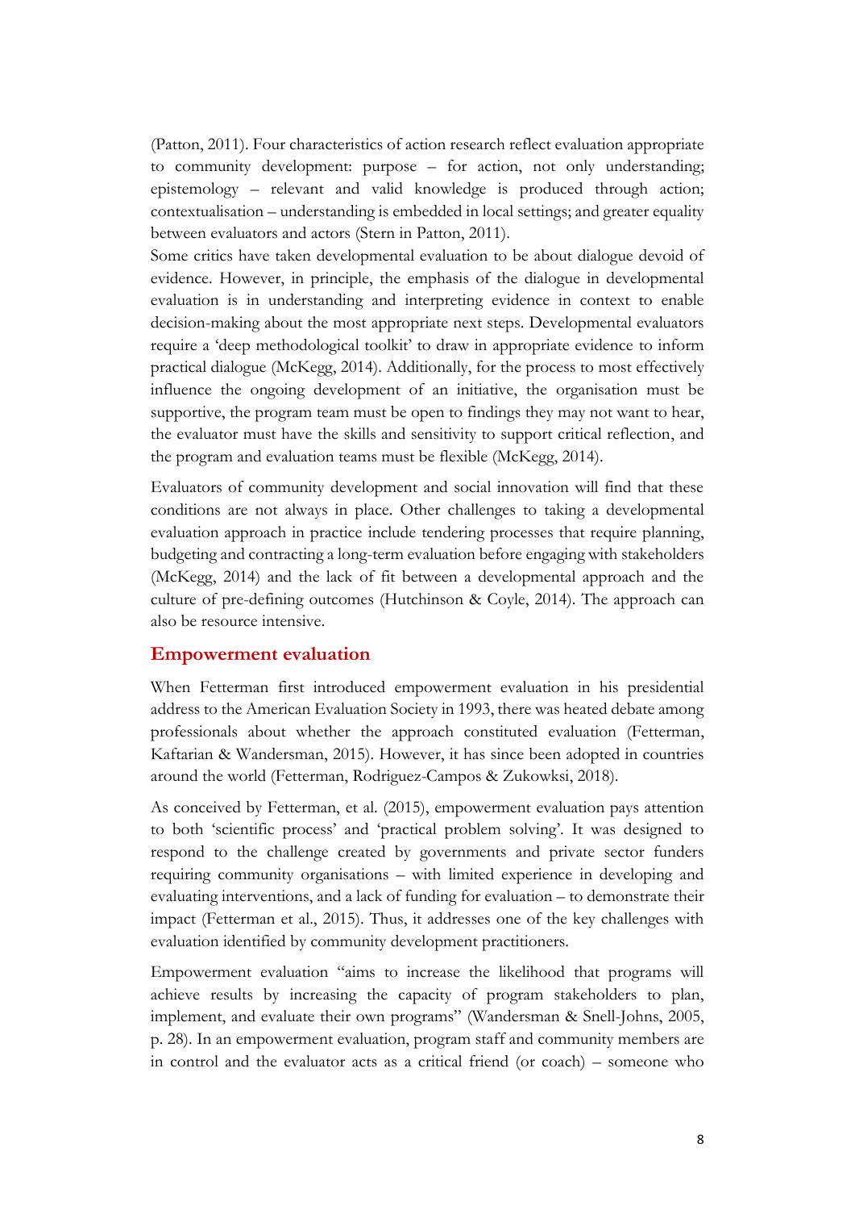(Patton, 2011). Four characteristics of action research reflect evaluation appropriate to community development: purpose – for action, not only understanding; epistemology – relevant and valid knowledge is produced through action; contextualisation – understanding is embedded in local settings; and greater equality between evaluators and actors (Stern in Patton, 2011).

Some critics have taken developmental evaluation to be about dialogue devoid of evidence. However, in principle, the emphasis of the dialogue in developmental evaluation is in understanding and interpreting evidence in context to enable decision-making about the most appropriate next steps. Developmental evaluators require a 'deep methodological toolkit' to draw in appropriate evidence to inform practical dialogue (McKegg, 2014). Additionally, for the process to most effectively influence the ongoing development of an initiative, the organisation must be supportive, the program team must be open to findings they may not want to hear, the evaluator must have the skills and sensitivity to support critical reflection, and the program and evaluation teams must be flexible (McKegg, 2014).

Evaluators of community development and social innovation will find that these conditions are not always in place. Other challenges to taking a developmental evaluation approach in practice include tendering processes that require planning, budgeting and contracting a long-term evaluation before engaging with stakeholders (McKegg, 2014) and the lack of fit between a developmental approach and the culture of pre-defining outcomes (Hutchinson & Coyle, 2014). The approach can also be resource intensive.

## Empowerment evaluation

When Fetterman first introduced empowerment evaluation in his presidential address to the American Evaluation Society in 1993, there was heated debate among professionals about whether the approach constituted evaluation (Fetterman, Kaftarian & Wandersman, 2015). However, it has since been adopted in countries around the world (Fetterman, Rodriguez-Campos & Zukowksi, 2018).

As conceived by Fetterman, et al. (2015), empowerment evaluation pays attention to both 'scientific process' and 'practical problem solving'. It was designed to respond to the challenge created by governments and private sector funders requiring community organisations – with limited experience in developing and evaluating interventions, and a lack of funding for evaluation – to demonstrate their impact (Fetterman et al., 2015). Thus, it addresses one of the key challenges with evaluation identified by community development practitioners.

Empowerment evaluation "aims to increase the likelihood that programs will achieve results by increasing the capacity of program stakeholders to plan, implement, and evaluate their own programs" (Wandersman & Snell-Johns, 2005, p. 28). In an empowerment evaluation, program staff and community members are in control and the evaluator acts as a critical friend (or coach) – someone who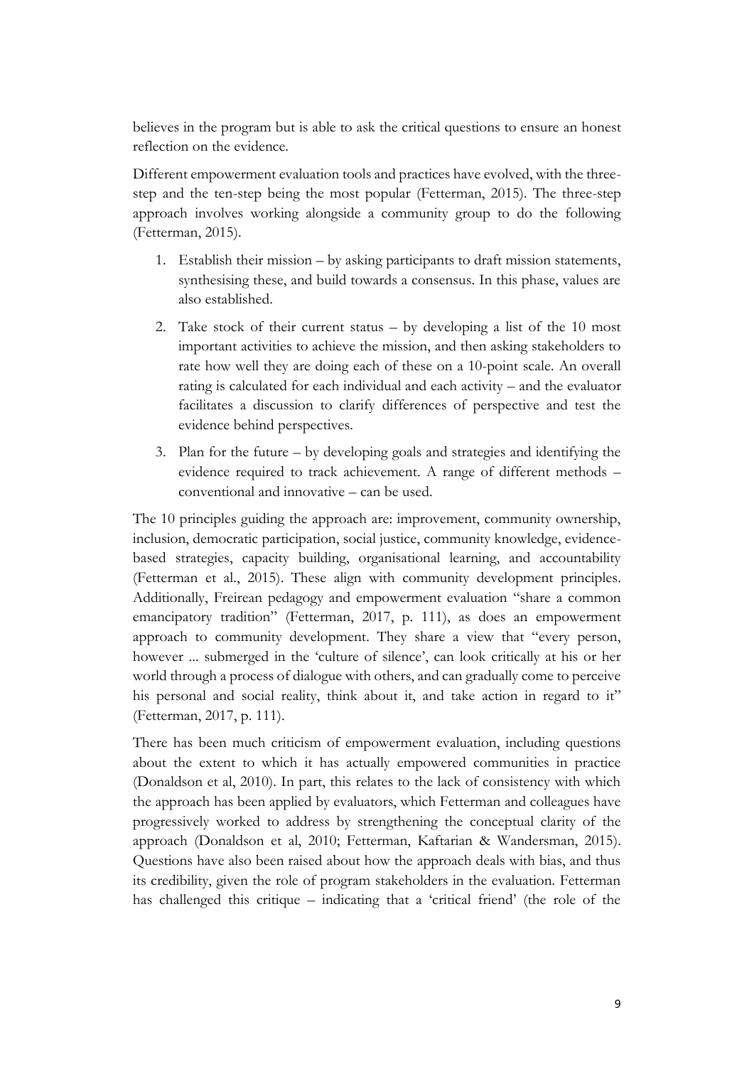believes in the program but is able to ask the critical questions to ensure an honest reflection on the evidence.

Different empowerment evaluation tools and practices have evolved, with the three-step and the ten-step being the most popular (Fetterman, 2015). The three-step approach involves working alongside a community group to do the following (Fetterman, 2015).

1. Establish their mission – by asking participants to draft mission statements, synthesising these, and build towards a consensus. In this phase, values are also established.
2. Take stock of their current status – by developing a list of the 10 most important activities to achieve the mission, and then asking stakeholders to rate how well they are doing each of these on a 10-point scale. An overall rating is calculated for each individual and each activity – and the evaluator facilitates a discussion to clarify differences of perspective and test the evidence behind perspectives.
3. Plan for the future – by developing goals and strategies and identifying the evidence required to track achievement. A range of different methods – conventional and innovative – can be used.

The 10 principles guiding the approach are: improvement, community ownership, inclusion, democratic participation, social justice, community knowledge, evidence-based strategies, capacity building, organisational learning, and accountability (Fetterman et al., 2015). These align with community development principles. Additionally, Freirean pedagogy and empowerment evaluation "share a common emancipatory tradition" (Fetterman, 2017, p. 111), as does an empowerment approach to community development. They share a view that "every person, however ... submerged in the 'culture of silence', can look critically at his or her world through a process of dialogue with others, and can gradually come to perceive his personal and social reality, think about it, and take action in regard to it" (Fetterman, 2017, p. 111).

There has been much criticism of empowerment evaluation, including questions about the extent to which it has actually empowered communities in practice (Donaldson et al, 2010). In part, this relates to the lack of consistency with which the approach has been applied by evaluators, which Fetterman and colleagues have progressively worked to address by strengthening the conceptual clarity of the approach (Donaldson et al, 2010; Fetterman, Kaftarian & Wandersman, 2015). Questions have also been raised about how the approach deals with bias, and thus its credibility, given the role of program stakeholders in the evaluation. Fetterman has challenged this critique – indicating that a 'critical friend' (the role of the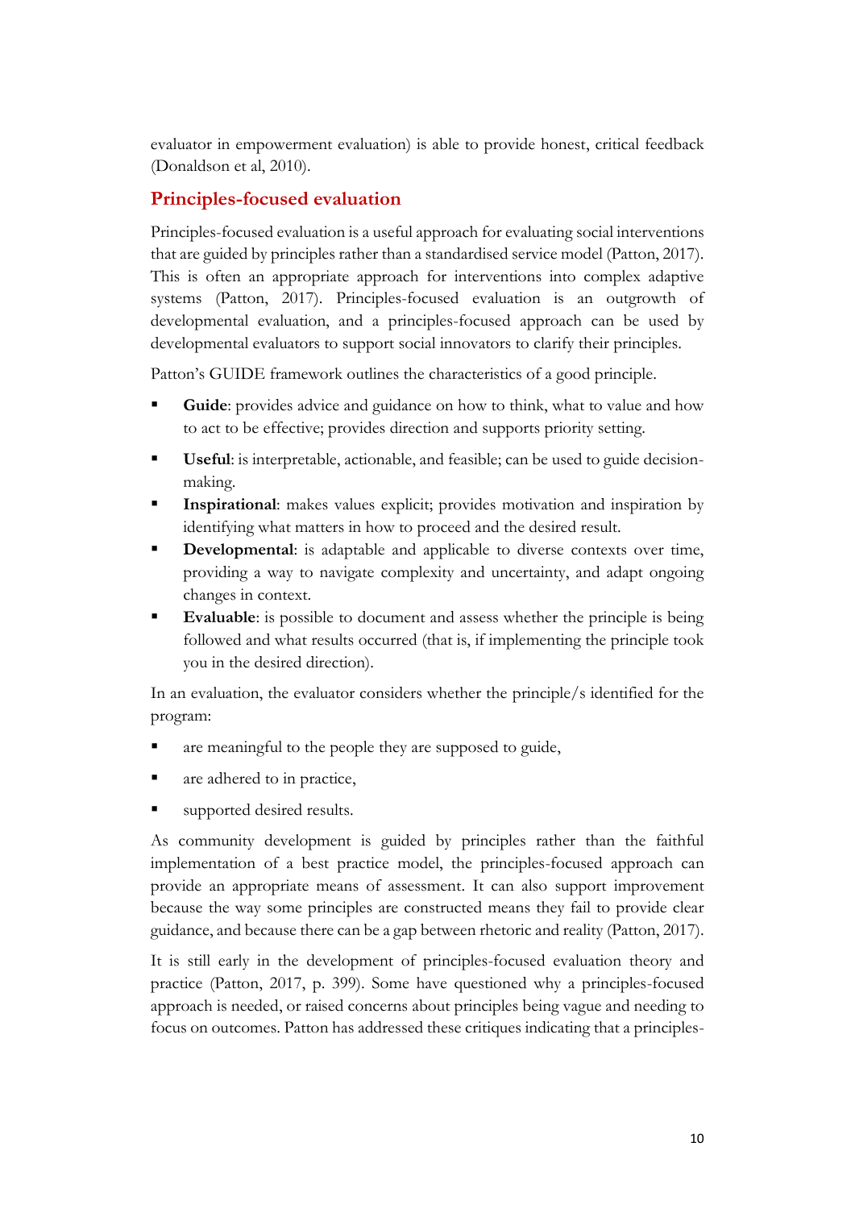evaluator in empowerment evaluation) is able to provide honest, critical feedback (Donaldson et al, 2010).

## Principles-focused evaluation

Principles-focused evaluation is a useful approach for evaluating social interventions that are guided by principles rather than a standardised service model (Patton, 2017). This is often an appropriate approach for interventions into complex adaptive systems (Patton, 2017). Principles-focused evaluation is an outgrowth of developmental evaluation, and a principles-focused approach can be used by developmental evaluators to support social innovators to clarify their principles.

Patton's GUIDE framework outlines the characteristics of a good principle.

- **Guide**: provides advice and guidance on how to think, what to value and how to act to be effective; provides direction and supports priority setting.
- **Useful**: is interpretable, actionable, and feasible; can be used to guide decision-making.
- **Inspirational**: makes values explicit; provides motivation and inspiration by identifying what matters in how to proceed and the desired result.
- **Developmental**: is adaptable and applicable to diverse contexts over time, providing a way to navigate complexity and uncertainty, and adapt ongoing changes in context.
- **Evaluable**: is possible to document and assess whether the principle is being followed and what results occurred (that is, if implementing the principle took you in the desired direction).

In an evaluation, the evaluator considers whether the principle/s identified for the program:

- are meaningful to the people they are supposed to guide,
- are adhered to in practice,
- supported desired results.

As community development is guided by principles rather than the faithful implementation of a best practice model, the principles-focused approach can provide an appropriate means of assessment. It can also support improvement because the way some principles are constructed means they fail to provide clear guidance, and because there can be a gap between rhetoric and reality (Patton, 2017).

It is still early in the development of principles-focused evaluation theory and practice (Patton, 2017, p. 399). Some have questioned why a principles-focused approach is needed, or raised concerns about principles being vague and needing to focus on outcomes. Patton has addressed these critiques indicating that a principles-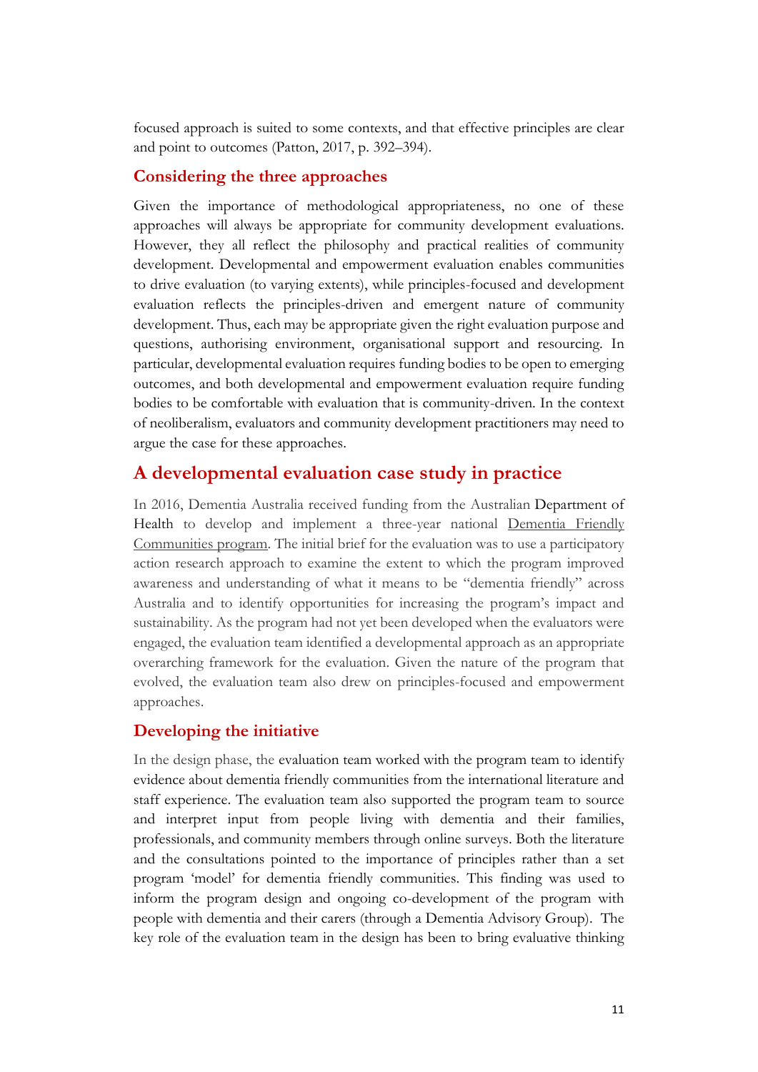focused approach is suited to some contexts, and that effective principles are clear and point to outcomes (Patton, 2017, p. 392–394).

## Considering the three approaches

Given the importance of methodological appropriateness, no one of these approaches will always be appropriate for community development evaluations. However, they all reflect the philosophy and practical realities of community development. Developmental and empowerment evaluation enables communities to drive evaluation (to varying extents), while principles-focused and development evaluation reflects the principles-driven and emergent nature of community development. Thus, each may be appropriate given the right evaluation purpose and questions, authorising environment, organisational support and resourcing. In particular, developmental evaluation requires funding bodies to be open to emerging outcomes, and both developmental and empowerment evaluation require funding bodies to be comfortable with evaluation that is community-driven. In the context of neoliberalism, evaluators and community development practitioners may need to argue the case for these approaches.

# A developmental evaluation case study in practice

In 2016, Dementia Australia received funding from the Australian Department of Health to develop and implement a three-year national Dementia Friendly Communities program. The initial brief for the evaluation was to use a participatory action research approach to examine the extent to which the program improved awareness and understanding of what it means to be "dementia friendly" across Australia and to identify opportunities for increasing the program's impact and sustainability. As the program had not yet been developed when the evaluators were engaged, the evaluation team identified a developmental approach as an appropriate overarching framework for the evaluation. Given the nature of the program that evolved, the evaluation team also drew on principles-focused and empowerment approaches.

## Developing the initiative

In the design phase, the evaluation team worked with the program team to identify evidence about dementia friendly communities from the international literature and staff experience. The evaluation team also supported the program team to source and interpret input from people living with dementia and their families, professionals, and community members through online surveys. Both the literature and the consultations pointed to the importance of principles rather than a set program 'model' for dementia friendly communities. This finding was used to inform the program design and ongoing co-development of the program with people with dementia and their carers (through a Dementia Advisory Group). The key role of the evaluation team in the design has been to bring evaluative thinking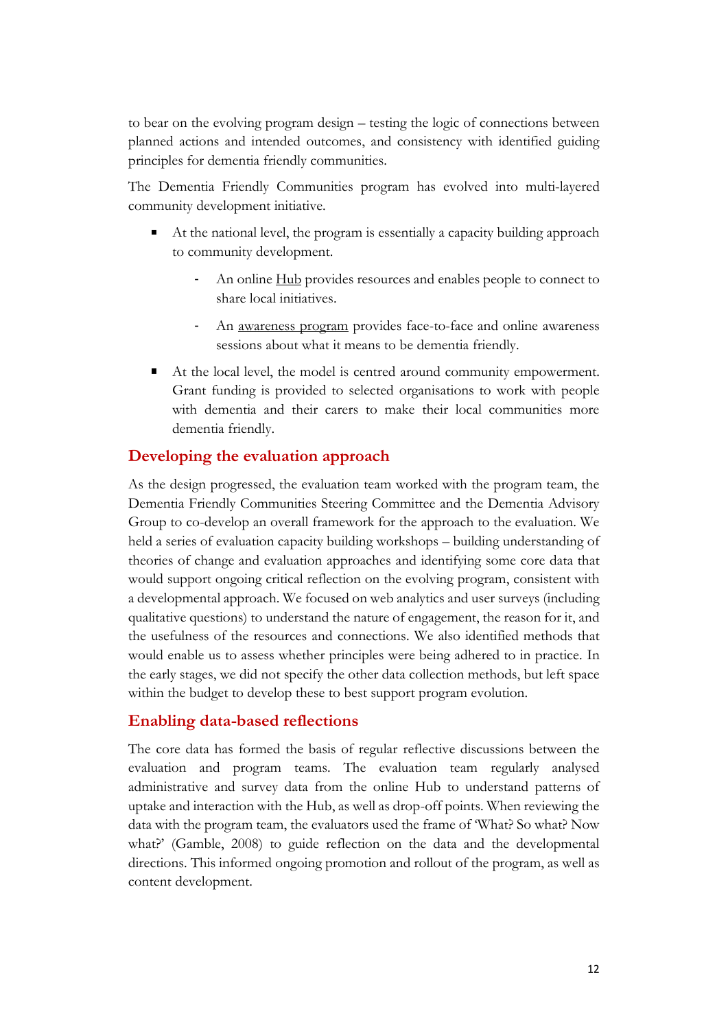to bear on the evolving program design – testing the logic of connections between planned actions and intended outcomes, and consistency with identified guiding principles for dementia friendly communities.

The Dementia Friendly Communities program has evolved into multi-layered community development initiative.

- At the national level, the program is essentially a capacity building approach to community development.
  - An online Hub provides resources and enables people to connect to share local initiatives.
  - An awareness program provides face-to-face and online awareness sessions about what it means to be dementia friendly.
- At the local level, the model is centred around community empowerment. Grant funding is provided to selected organisations to work with people with dementia and their carers to make their local communities more dementia friendly.

## Developing the evaluation approach

As the design progressed, the evaluation team worked with the program team, the Dementia Friendly Communities Steering Committee and the Dementia Advisory Group to co-develop an overall framework for the approach to the evaluation. We held a series of evaluation capacity building workshops – building understanding of theories of change and evaluation approaches and identifying some core data that would support ongoing critical reflection on the evolving program, consistent with a developmental approach. We focused on web analytics and user surveys (including qualitative questions) to understand the nature of engagement, the reason for it, and the usefulness of the resources and connections. We also identified methods that would enable us to assess whether principles were being adhered to in practice. In the early stages, we did not specify the other data collection methods, but left space within the budget to develop these to best support program evolution.

## Enabling data-based reflections

The core data has formed the basis of regular reflective discussions between the evaluation and program teams. The evaluation team regularly analysed administrative and survey data from the online Hub to understand patterns of uptake and interaction with the Hub, as well as drop-off points. When reviewing the data with the program team, the evaluators used the frame of 'What? So what? Now what?' (Gamble, 2008) to guide reflection on the data and the developmental directions. This informed ongoing promotion and rollout of the program, as well as content development.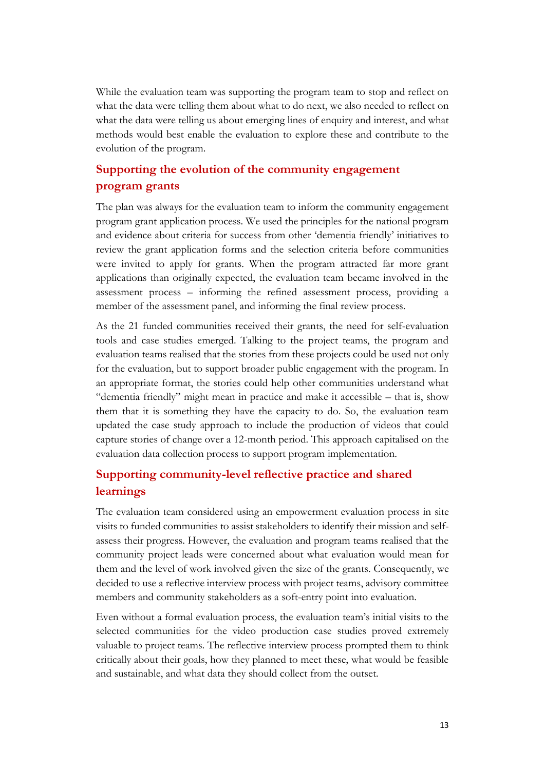While the evaluation team was supporting the program team to stop and reflect on what the data were telling them about what to do next, we also needed to reflect on what the data were telling us about emerging lines of enquiry and interest, and what methods would best enable the evaluation to explore these and contribute to the evolution of the program.

## Supporting the evolution of the community engagement program grants

The plan was always for the evaluation team to inform the community engagement program grant application process. We used the principles for the national program and evidence about criteria for success from other 'dementia friendly' initiatives to review the grant application forms and the selection criteria before communities were invited to apply for grants. When the program attracted far more grant applications than originally expected, the evaluation team became involved in the assessment process – informing the refined assessment process, providing a member of the assessment panel, and informing the final review process.

As the 21 funded communities received their grants, the need for self-evaluation tools and case studies emerged. Talking to the project teams, the program and evaluation teams realised that the stories from these projects could be used not only for the evaluation, but to support broader public engagement with the program. In an appropriate format, the stories could help other communities understand what "dementia friendly" might mean in practice and make it accessible – that is, show them that it is something they have the capacity to do. So, the evaluation team updated the case study approach to include the production of videos that could capture stories of change over a 12-month period. This approach capitalised on the evaluation data collection process to support program implementation.

## Supporting community-level reflective practice and shared learnings

The evaluation team considered using an empowerment evaluation process in site visits to funded communities to assist stakeholders to identify their mission and self-assess their progress. However, the evaluation and program teams realised that the community project leads were concerned about what evaluation would mean for them and the level of work involved given the size of the grants. Consequently, we decided to use a reflective interview process with project teams, advisory committee members and community stakeholders as a soft-entry point into evaluation.

Even without a formal evaluation process, the evaluation team's initial visits to the selected communities for the video production case studies proved extremely valuable to project teams. The reflective interview process prompted them to think critically about their goals, how they planned to meet these, what would be feasible and sustainable, and what data they should collect from the outset.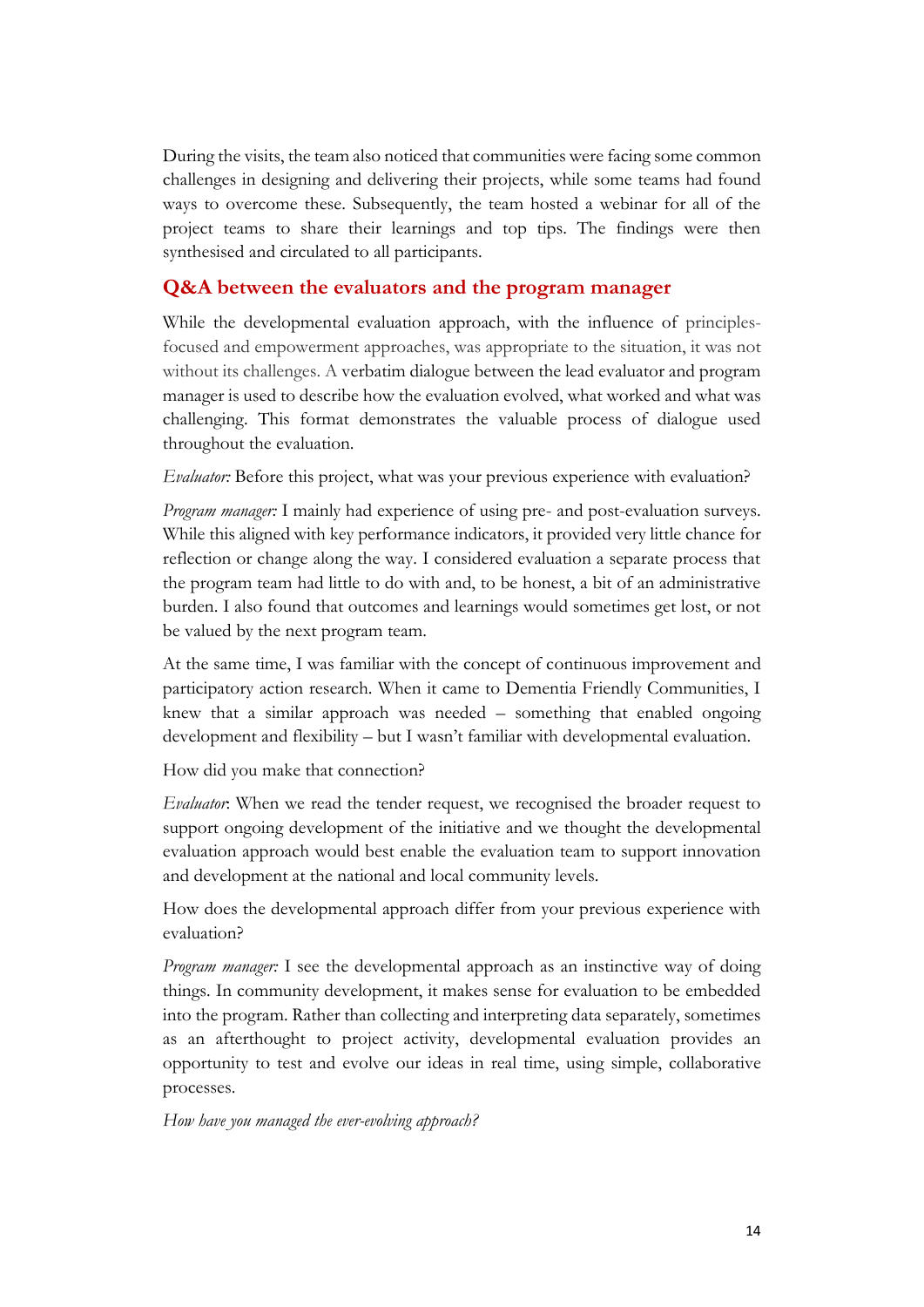During the visits, the team also noticed that communities were facing some common challenges in designing and delivering their projects, while some teams had found ways to overcome these. Subsequently, the team hosted a webinar for all of the project teams to share their learnings and top tips. The findings were then synthesised and circulated to all participants.

## Q&A between the evaluators and the program manager

While the developmental evaluation approach, with the influence of principles-focused and empowerment approaches, was appropriate to the situation, it was not without its challenges. A verbatim dialogue between the lead evaluator and program manager is used to describe how the evaluation evolved, what worked and what was challenging. This format demonstrates the valuable process of dialogue used throughout the evaluation.

*Evaluator:* Before this project, what was your previous experience with evaluation?

*Program manager:* I mainly had experience of using pre- and post-evaluation surveys. While this aligned with key performance indicators, it provided very little chance for reflection or change along the way. I considered evaluation a separate process that the program team had little to do with and, to be honest, a bit of an administrative burden. I also found that outcomes and learnings would sometimes get lost, or not be valued by the next program team.

At the same time, I was familiar with the concept of continuous improvement and participatory action research. When it came to Dementia Friendly Communities, I knew that a similar approach was needed – something that enabled ongoing development and flexibility – but I wasn't familiar with developmental evaluation.

How did you make that connection?

*Evaluator*: When we read the tender request, we recognised the broader request to support ongoing development of the initiative and we thought the developmental evaluation approach would best enable the evaluation team to support innovation and development at the national and local community levels.

How does the developmental approach differ from your previous experience with evaluation?

*Program manager:* I see the developmental approach as an instinctive way of doing things. In community development, it makes sense for evaluation to be embedded into the program. Rather than collecting and interpreting data separately, sometimes as an afterthought to project activity, developmental evaluation provides an opportunity to test and evolve our ideas in real time, using simple, collaborative processes.

*How have you managed the ever-evolving approach?*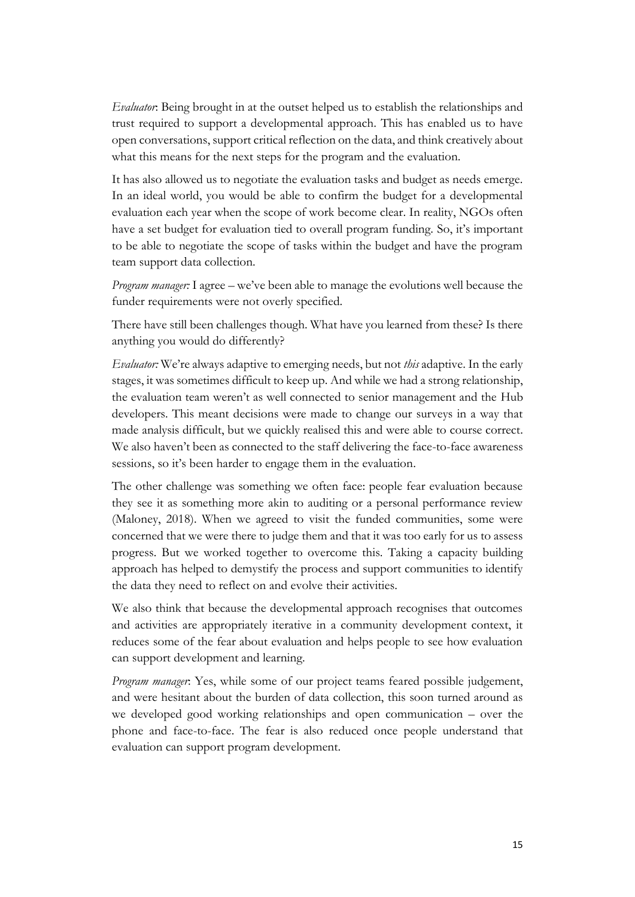*Evaluator*: Being brought in at the outset helped us to establish the relationships and trust required to support a developmental approach. This has enabled us to have open conversations, support critical reflection on the data, and think creatively about what this means for the next steps for the program and the evaluation.

It has also allowed us to negotiate the evaluation tasks and budget as needs emerge. In an ideal world, you would be able to confirm the budget for a developmental evaluation each year when the scope of work become clear. In reality, NGOs often have a set budget for evaluation tied to overall program funding. So, it's important to be able to negotiate the scope of tasks within the budget and have the program team support data collection.

*Program manager:* I agree – we've been able to manage the evolutions well because the funder requirements were not overly specified.

There have still been challenges though. What have you learned from these? Is there anything you would do differently?

*Evaluator:* We're always adaptive to emerging needs, but not *this* adaptive. In the early stages, it was sometimes difficult to keep up. And while we had a strong relationship, the evaluation team weren't as well connected to senior management and the Hub developers. This meant decisions were made to change our surveys in a way that made analysis difficult, but we quickly realised this and were able to course correct. We also haven't been as connected to the staff delivering the face-to-face awareness sessions, so it's been harder to engage them in the evaluation.

The other challenge was something we often face: people fear evaluation because they see it as something more akin to auditing or a personal performance review (Maloney, 2018). When we agreed to visit the funded communities, some were concerned that we were there to judge them and that it was too early for us to assess progress. But we worked together to overcome this. Taking a capacity building approach has helped to demystify the process and support communities to identify the data they need to reflect on and evolve their activities.

We also think that because the developmental approach recognises that outcomes and activities are appropriately iterative in a community development context, it reduces some of the fear about evaluation and helps people to see how evaluation can support development and learning.

*Program manager*: Yes, while some of our project teams feared possible judgement, and were hesitant about the burden of data collection, this soon turned around as we developed good working relationships and open communication – over the phone and face-to-face. The fear is also reduced once people understand that evaluation can support program development.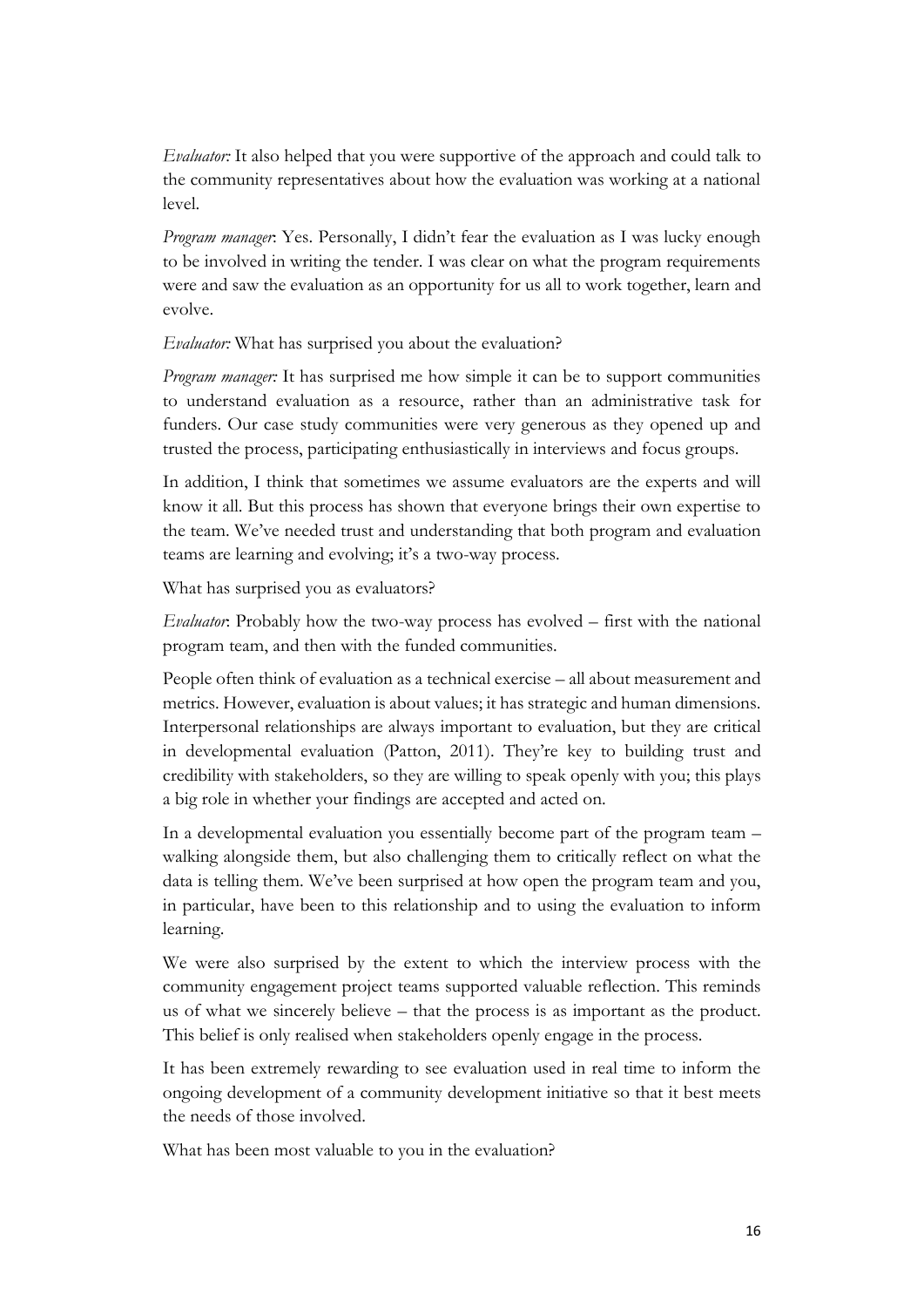*Evaluator:* It also helped that you were supportive of the approach and could talk to the community representatives about how the evaluation was working at a national level.

*Program manager*: Yes. Personally, I didn't fear the evaluation as I was lucky enough to be involved in writing the tender. I was clear on what the program requirements were and saw the evaluation as an opportunity for us all to work together, learn and evolve.

*Evaluator:* What has surprised you about the evaluation?

*Program manager:* It has surprised me how simple it can be to support communities to understand evaluation as a resource, rather than an administrative task for funders. Our case study communities were very generous as they opened up and trusted the process, participating enthusiastically in interviews and focus groups.

In addition, I think that sometimes we assume evaluators are the experts and will know it all. But this process has shown that everyone brings their own expertise to the team. We've needed trust and understanding that both program and evaluation teams are learning and evolving; it's a two-way process.

What has surprised you as evaluators?

*Evaluator*: Probably how the two-way process has evolved – first with the national program team, and then with the funded communities.

People often think of evaluation as a technical exercise – all about measurement and metrics. However, evaluation is about values; it has strategic and human dimensions. Interpersonal relationships are always important to evaluation, but they are critical in developmental evaluation (Patton, 2011). They're key to building trust and credibility with stakeholders, so they are willing to speak openly with you; this plays a big role in whether your findings are accepted and acted on.

In a developmental evaluation you essentially become part of the program team – walking alongside them, but also challenging them to critically reflect on what the data is telling them. We've been surprised at how open the program team and you, in particular, have been to this relationship and to using the evaluation to inform learning.

We were also surprised by the extent to which the interview process with the community engagement project teams supported valuable reflection. This reminds us of what we sincerely believe – that the process is as important as the product. This belief is only realised when stakeholders openly engage in the process.

It has been extremely rewarding to see evaluation used in real time to inform the ongoing development of a community development initiative so that it best meets the needs of those involved.

What has been most valuable to you in the evaluation?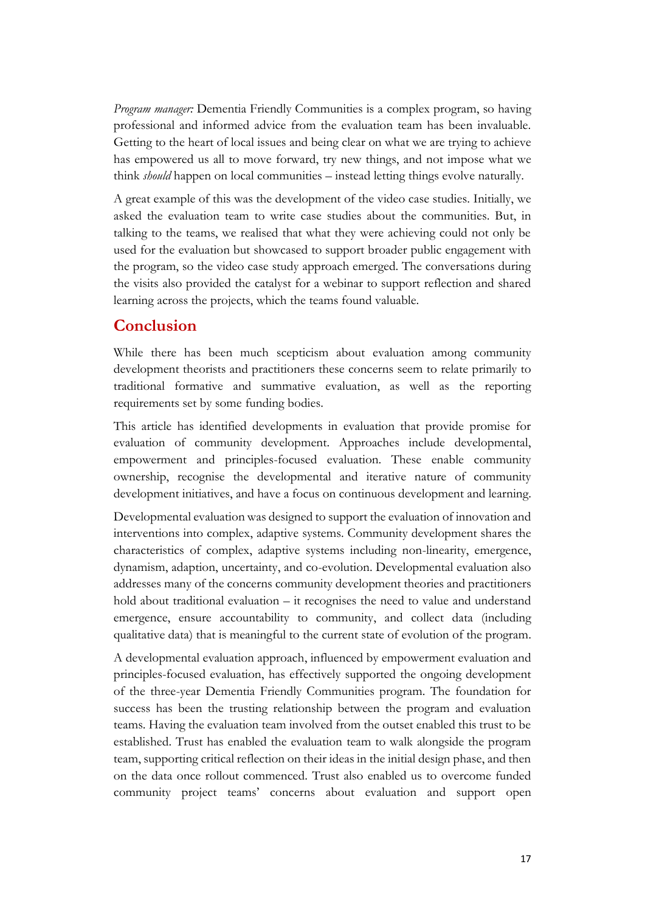*Program manager:* Dementia Friendly Communities is a complex program, so having professional and informed advice from the evaluation team has been invaluable. Getting to the heart of local issues and being clear on what we are trying to achieve has empowered us all to move forward, try new things, and not impose what we think *should* happen on local communities – instead letting things evolve naturally.

A great example of this was the development of the video case studies. Initially, we asked the evaluation team to write case studies about the communities. But, in talking to the teams, we realised that what they were achieving could not only be used for the evaluation but showcased to support broader public engagement with the program, so the video case study approach emerged. The conversations during the visits also provided the catalyst for a webinar to support reflection and shared learning across the projects, which the teams found valuable.

## Conclusion

While there has been much scepticism about evaluation among community development theorists and practitioners these concerns seem to relate primarily to traditional formative and summative evaluation, as well as the reporting requirements set by some funding bodies.

This article has identified developments in evaluation that provide promise for evaluation of community development. Approaches include developmental, empowerment and principles-focused evaluation. These enable community ownership, recognise the developmental and iterative nature of community development initiatives, and have a focus on continuous development and learning.

Developmental evaluation was designed to support the evaluation of innovation and interventions into complex, adaptive systems. Community development shares the characteristics of complex, adaptive systems including non-linearity, emergence, dynamism, adaption, uncertainty, and co-evolution. Developmental evaluation also addresses many of the concerns community development theories and practitioners hold about traditional evaluation – it recognises the need to value and understand emergence, ensure accountability to community, and collect data (including qualitative data) that is meaningful to the current state of evolution of the program.

A developmental evaluation approach, influenced by empowerment evaluation and principles-focused evaluation, has effectively supported the ongoing development of the three-year Dementia Friendly Communities program. The foundation for success has been the trusting relationship between the program and evaluation teams. Having the evaluation team involved from the outset enabled this trust to be established. Trust has enabled the evaluation team to walk alongside the program team, supporting critical reflection on their ideas in the initial design phase, and then on the data once rollout commenced. Trust also enabled us to overcome funded community project teams' concerns about evaluation and support open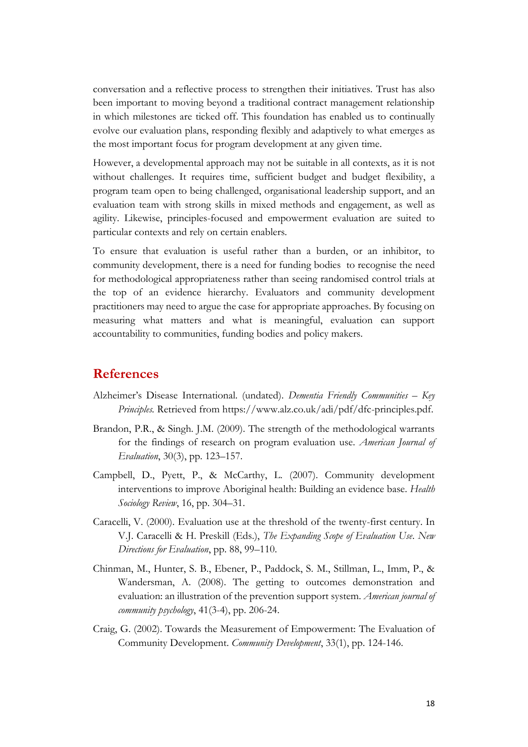conversation and a reflective process to strengthen their initiatives. Trust has also been important to moving beyond a traditional contract management relationship in which milestones are ticked off. This foundation has enabled us to continually evolve our evaluation plans, responding flexibly and adaptively to what emerges as the most important focus for program development at any given time.

However, a developmental approach may not be suitable in all contexts, as it is not without challenges. It requires time, sufficient budget and budget flexibility, a program team open to being challenged, organisational leadership support, and an evaluation team with strong skills in mixed methods and engagement, as well as agility. Likewise, principles-focused and empowerment evaluation are suited to particular contexts and rely on certain enablers.

To ensure that evaluation is useful rather than a burden, or an inhibitor, to community development, there is a need for funding bodies to recognise the need for methodological appropriateness rather than seeing randomised control trials at the top of an evidence hierarchy. Evaluators and community development practitioners may need to argue the case for appropriate approaches. By focusing on measuring what matters and what is meaningful, evaluation can support accountability to communities, funding bodies and policy makers.

## References

Alzheimer's Disease International. (undated). *Dementia Friendly Communities – Key Principles.* Retrieved from https://www.alz.co.uk/adi/pdf/dfc-principles.pdf.

Brandon, P.R., & Singh. J.M. (2009). The strength of the methodological warrants for the findings of research on program evaluation use. *American Journal of Evaluation*, 30(3), pp. 123–157.

Campbell, D., Pyett, P., & McCarthy, L. (2007). Community development interventions to improve Aboriginal health: Building an evidence base. *Health Sociology Review*, 16, pp. 304–31.

Caracelli, V. (2000). Evaluation use at the threshold of the twenty-first century. In V.J. Caracelli & H. Preskill (Eds.), *The Expanding Scope of Evaluation Use*. *New Directions for Evaluation*, pp. 88, 99–110.

Chinman, M., Hunter, S. B., Ebener, P., Paddock, S. M., Stillman, L., Imm, P., & Wandersman, A. (2008). The getting to outcomes demonstration and evaluation: an illustration of the prevention support system. *American journal of community psychology*, 41(3-4), pp. 206-24.

Craig, G. (2002). Towards the Measurement of Empowerment: The Evaluation of Community Development. *Community Development*, 33(1), pp. 124-146.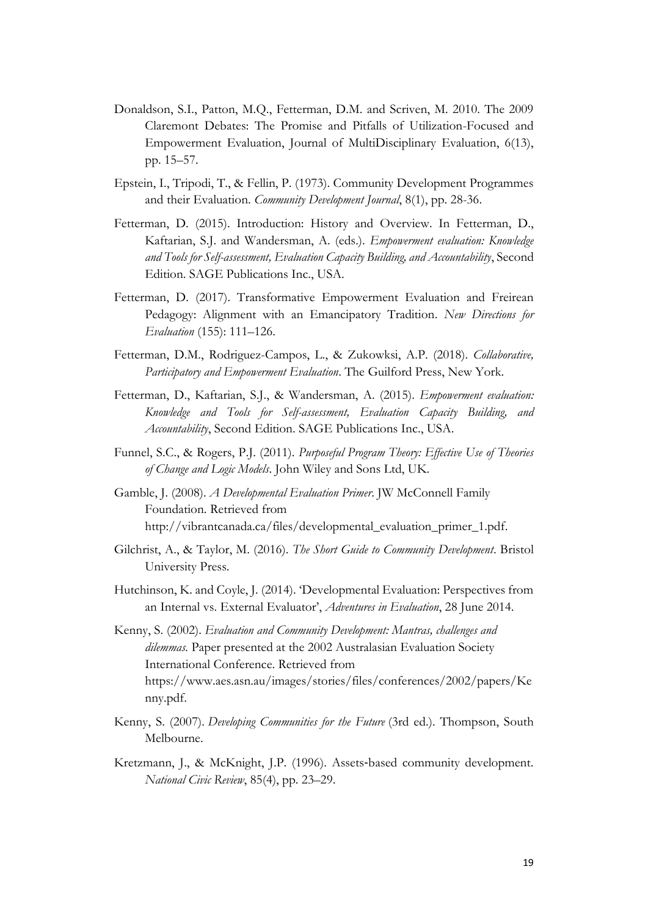Donaldson, S.I., Patton, M.Q., Fetterman, D.M. and Scriven, M. 2010. The 2009 Claremont Debates: The Promise and Pitfalls of Utilization-Focused and Empowerment Evaluation, Journal of MultiDisciplinary Evaluation, 6(13), pp. 15–57.

Epstein, I., Tripodi, T., & Fellin, P. (1973). Community Development Programmes and their Evaluation. *Community Development Journal*, 8(1), pp. 28-36.

Fetterman, D. (2015). Introduction: History and Overview. In Fetterman, D., Kaftarian, S.J. and Wandersman, A. (eds.). *Empowerment evaluation: Knowledge and Tools for Self-assessment, Evaluation Capacity Building, and Accountability*, Second Edition. SAGE Publications Inc., USA.

Fetterman, D. (2017). Transformative Empowerment Evaluation and Freirean Pedagogy: Alignment with an Emancipatory Tradition. *New Directions for Evaluation* (155): 111–126.

Fetterman, D.M., Rodriguez-Campos, L., & Zukowksi, A.P. (2018). *Collaborative, Participatory and Empowerment Evaluation*. The Guilford Press, New York.

Fetterman, D., Kaftarian, S.J., & Wandersman, A. (2015). *Empowerment evaluation: Knowledge and Tools for Self-assessment, Evaluation Capacity Building, and Accountability*, Second Edition. SAGE Publications Inc., USA.

Funnel, S.C., & Rogers, P.J. (2011). *Purposeful Program Theory: Effective Use of Theories of Change and Logic Models*. John Wiley and Sons Ltd, UK.

Gamble, J. (2008). *A Developmental Evaluation Primer*. JW McConnell Family Foundation. Retrieved from http://vibrantcanada.ca/files/developmental_evaluation_primer_1.pdf.

Gilchrist, A., & Taylor, M. (2016). *The Short Guide to Community Development*. Bristol University Press.

Hutchinson, K. and Coyle, J. (2014). 'Developmental Evaluation: Perspectives from an Internal vs. External Evaluator', *Adventures in Evaluation*, 28 June 2014.

Kenny, S. (2002). *Evaluation and Community Development: Mantras, challenges and dilemmas.* Paper presented at the 2002 Australasian Evaluation Society International Conference. Retrieved from https://www.aes.asn.au/images/stories/files/conferences/2002/papers/Kenny.pdf.

Kenny, S. (2007). *Developing Communities for the Future* (3rd ed.). Thompson, South Melbourne.

Kretzmann, J., & McKnight, J.P. (1996). Assets-based community development. *National Civic Review*, 85(4), pp. 23–29.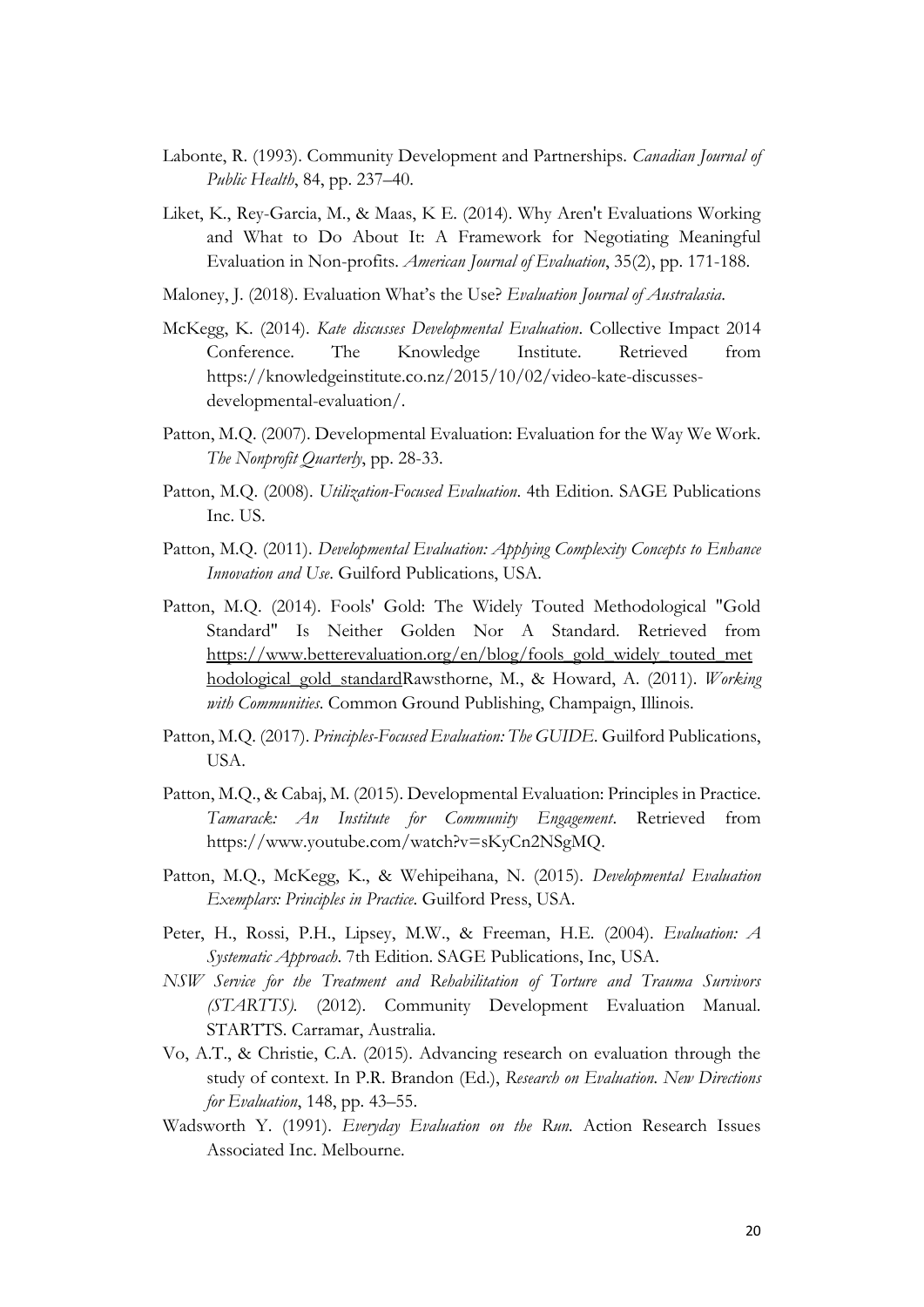Labonte, R. (1993). Community Development and Partnerships. *Canadian Journal of Public Health*, 84, pp. 237–40.

Liket, K., Rey-Garcia, M., & Maas, K E. (2014). Why Aren't Evaluations Working and What to Do About It: A Framework for Negotiating Meaningful Evaluation in Non-profits. *American Journal of Evaluation*, 35(2), pp. 171-188.

Maloney, J. (2018). Evaluation What's the Use? *Evaluation Journal of Australasia*.

McKegg, K. (2014). *Kate discusses Developmental Evaluation*. Collective Impact 2014 Conference. The Knowledge Institute. Retrieved from https://knowledgeinstitute.co.nz/2015/10/02/video-kate-discusses-developmental-evaluation/.

Patton, M.Q. (2007). Developmental Evaluation: Evaluation for the Way We Work. *The Nonprofit Quarterly*, pp. 28-33.

Patton, M.Q. (2008). *Utilization-Focused Evaluation*. 4th Edition. SAGE Publications Inc. US.

Patton, M.Q. (2011). *Developmental Evaluation: Applying Complexity Concepts to Enhance Innovation and Use*. Guilford Publications, USA.

Patton, M.Q. (2014). Fools' Gold: The Widely Touted Methodological "Gold Standard" Is Neither Golden Nor A Standard. Retrieved from https://www.betterevaluation.org/en/blog/fools_gold_widely_touted_methodological_gold_standardRawsthorne, M., & Howard, A. (2011). *Working with Communities*. Common Ground Publishing, Champaign, Illinois.

Patton, M.Q. (2017). *Principles-Focused Evaluation: The GUIDE*. Guilford Publications, USA.

Patton, M.Q., & Cabaj, M. (2015). Developmental Evaluation: Principles in Practice. *Tamarack: An Institute for Community Engagement*. Retrieved from https://www.youtube.com/watch?v=sKyCn2NSgMQ.

Patton, M.Q., McKegg, K., & Wehipeihana, N. (2015). *Developmental Evaluation Exemplars: Principles in Practice*. Guilford Press, USA.

Peter, H., Rossi, P.H., Lipsey, M.W., & Freeman, H.E. (2004). *Evaluation: A Systematic Approach*. 7th Edition. SAGE Publications, Inc, USA.

*NSW Service for the Treatment and Rehabilitation of Torture and Trauma Survivors (STARTTS).* (2012). Community Development Evaluation Manual. STARTTS. Carramar, Australia.

Vo, A.T., & Christie, C.A. (2015). Advancing research on evaluation through the study of context. In P.R. Brandon (Ed.), *Research on Evaluation. New Directions for Evaluation*, 148, pp. 43–55.

Wadsworth Y. (1991). *Everyday Evaluation on the Run.* Action Research Issues Associated Inc. Melbourne.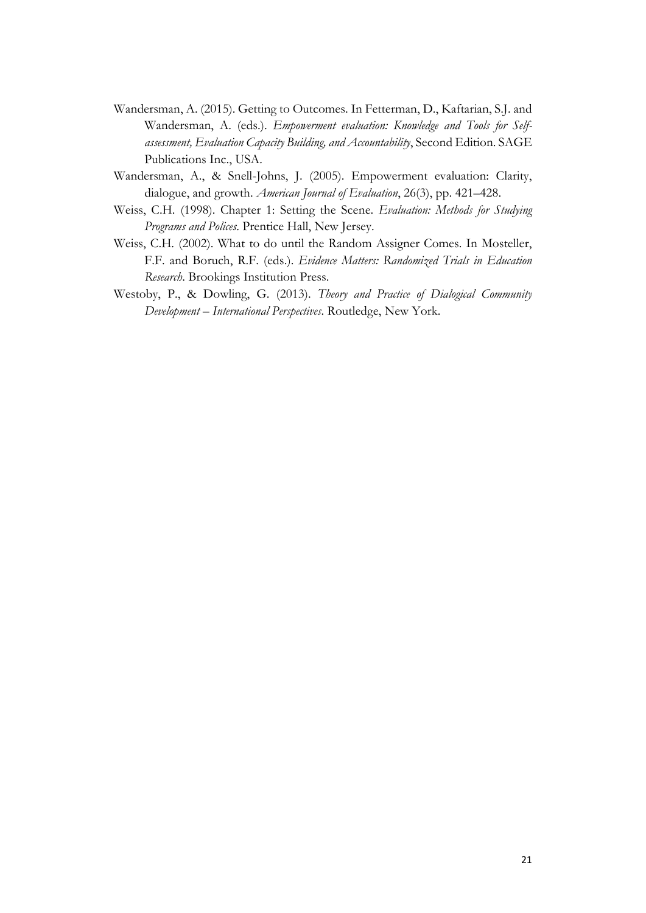Wandersman, A. (2015). Getting to Outcomes. In Fetterman, D., Kaftarian, S.J. and Wandersman, A. (eds.). *Empowerment evaluation: Knowledge and Tools for Self-assessment, Evaluation Capacity Building, and Accountability*, Second Edition. SAGE Publications Inc., USA.

Wandersman, A., & Snell-Johns, J. (2005). Empowerment evaluation: Clarity, dialogue, and growth. *American Journal of Evaluation*, 26(3), pp. 421–428.

Weiss, C.H. (1998). Chapter 1: Setting the Scene. *Evaluation: Methods for Studying Programs and Polices*. Prentice Hall, New Jersey.

Weiss, C.H. (2002). What to do until the Random Assigner Comes. In Mosteller, F.F. and Boruch, R.F. (eds.). *Evidence Matters: Randomized Trials in Education Research*. Brookings Institution Press.

Westoby, P., & Dowling, G. (2013). *Theory and Practice of Dialogical Community Development – International Perspectives*. Routledge, New York.